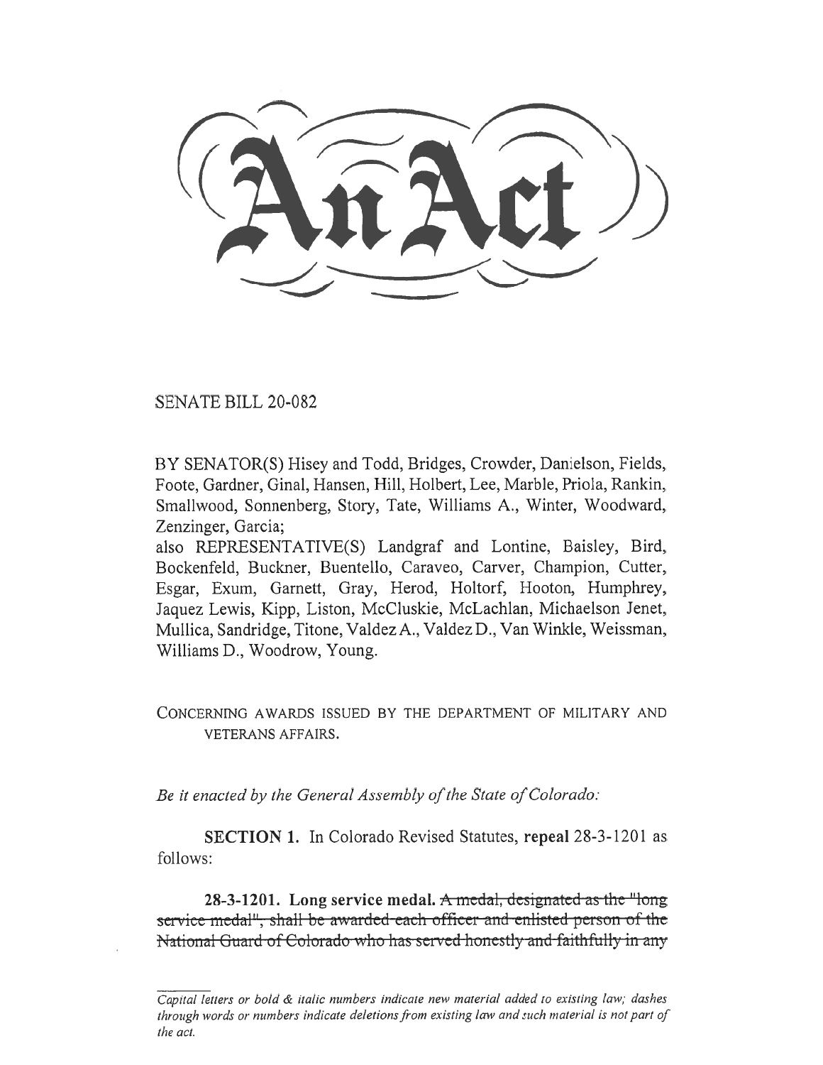# An Act

SENATE BILL 20-082

BY SENATOR(S) Hisey and Todd, Bridges, Crowder, Danielson, Fields, Foote, Gardner, Ginal, Hansen, Hill, Holbert, Lee, Marble, Priola, Rankin, Smallwood, Sonnenberg, Story, Tate, Williams A., Winter, Woodward, Zenzinger, Garcia;

also REPRESENTATIVE(S) Landgraf and Lontine, Baisley, Bird, Bockenfeld, Buckner, Buentello, Caraveo, Carver, Champion, Cutter, Esgar, Exum, Garnett, Gray, Herod, Holtorf, Hooton, Humphrey, Jaquez Lewis, Kipp, Liston, McCluskie, McLachlan, Michaelson Jenet, Mullica, Sandridge, Titone, Valdez A., Valdez D., Van Winkle, Weissman, Williams D., Woodrow, Young.

CONCERNING AWARDS ISSUED BY THE DEPARTMENT OF MILITARY AND VETERANS AFFAIRS.

*Be it enacted by the General Assembly of the State of Colorado:*

**SECTION 1.** In Colorado Revised Statutes, **repeal** 28-3-1201 as follows:

**28-3-1201. Long service medal.** ~~A medal, designated as the "long service medal", shall be awarded each officer and enlisted person of the National Guard of Colorado who has served honestly and faithfully in any~~

*Capital letters or bold & italic numbers indicate new material added to existing law; dashes through words or numbers indicate deletions from existing law and such material is not part of the act.*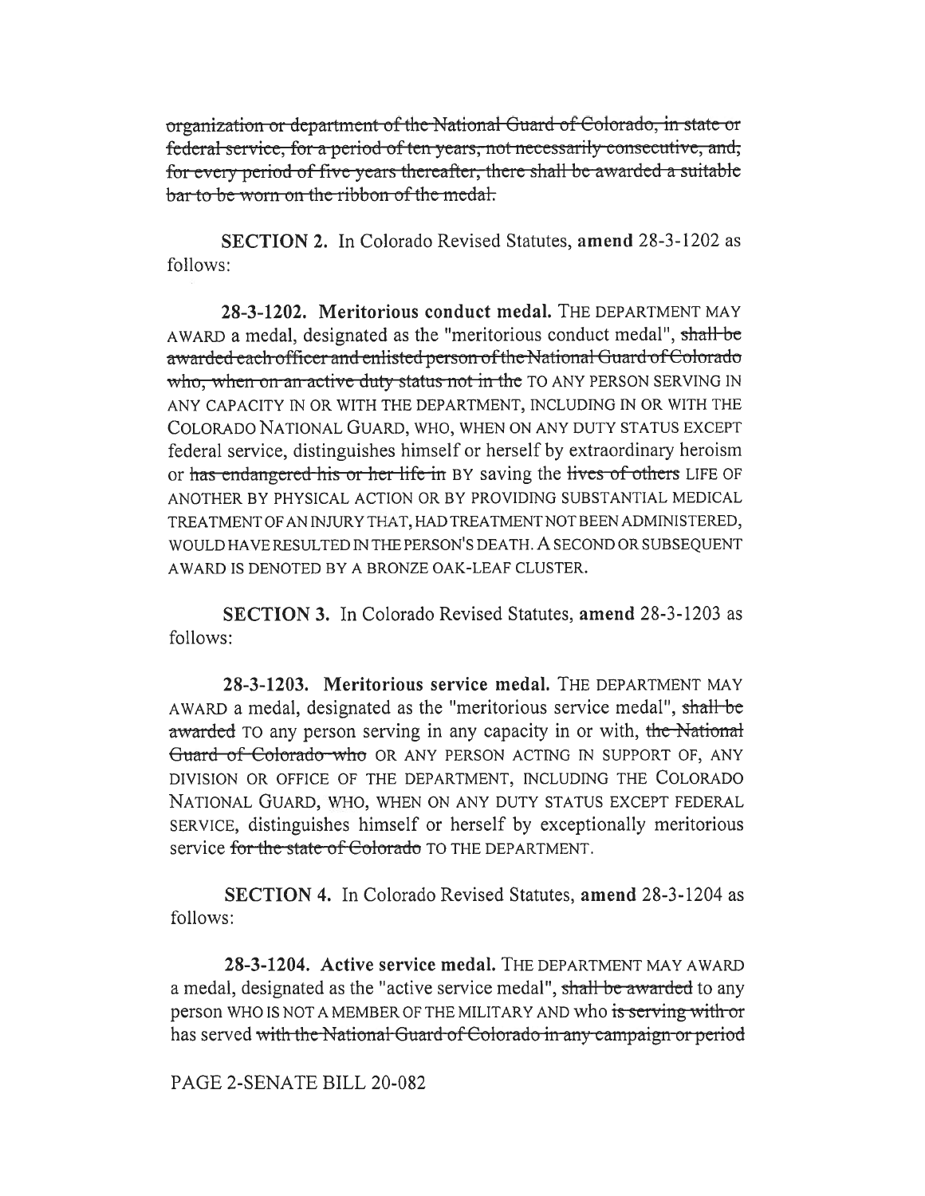~~organization or department of the National Guard of Colorado, in state or federal service, for a period of ten years, not necessarily consecutive, and, for every period of five years thereafter, there shall be awarded a suitable bar to be worn on the ribbon of the medal.~~

**SECTION 2.** In Colorado Revised Statutes, **amend** 28-3-1202 as follows:

**28-3-1202. Meritorious conduct medal.** THE DEPARTMENT MAY AWARD a medal, designated as the "meritorious conduct medal", ~~shall be awarded each officer and enlisted person of the National Guard of Colorado who, when on an active duty status not in the~~ TO ANY PERSON SERVING IN ANY CAPACITY IN OR WITH THE DEPARTMENT, INCLUDING IN OR WITH THE COLORADO NATIONAL GUARD, WHO, WHEN ON ANY DUTY STATUS EXCEPT federal service, distinguishes himself or herself by extraordinary heroism or ~~has endangered his or her life in~~ BY saving the ~~lives of others~~ LIFE OF ANOTHER BY PHYSICAL ACTION OR BY PROVIDING SUBSTANTIAL MEDICAL TREATMENT OF AN INJURY THAT, HAD TREATMENT NOT BEEN ADMINISTERED, WOULD HAVE RESULTED IN THE PERSON'S DEATH. A SECOND OR SUBSEQUENT AWARD IS DENOTED BY A BRONZE OAK-LEAF CLUSTER.

**SECTION 3.** In Colorado Revised Statutes, **amend** 28-3-1203 as follows:

**28-3-1203. Meritorious service medal.** THE DEPARTMENT MAY AWARD a medal, designated as the "meritorious service medal", ~~shall be awarded~~ TO any person serving in any capacity in or with, ~~the National Guard of Colorado who~~ OR ANY PERSON ACTING IN SUPPORT OF, ANY DIVISION OR OFFICE OF THE DEPARTMENT, INCLUDING THE COLORADO NATIONAL GUARD, WHO, WHEN ON ANY DUTY STATUS EXCEPT FEDERAL SERVICE, distinguishes himself or herself by exceptionally meritorious service ~~for the state of Colorado~~ TO THE DEPARTMENT.

**SECTION 4.** In Colorado Revised Statutes, **amend** 28-3-1204 as follows:

**28-3-1204. Active service medal.** THE DEPARTMENT MAY AWARD a medal, designated as the "active service medal", ~~shall be awarded~~ to any person WHO IS NOT A MEMBER OF THE MILITARY AND who ~~is serving with or~~ has served ~~with the National Guard of Colorado in any campaign or period~~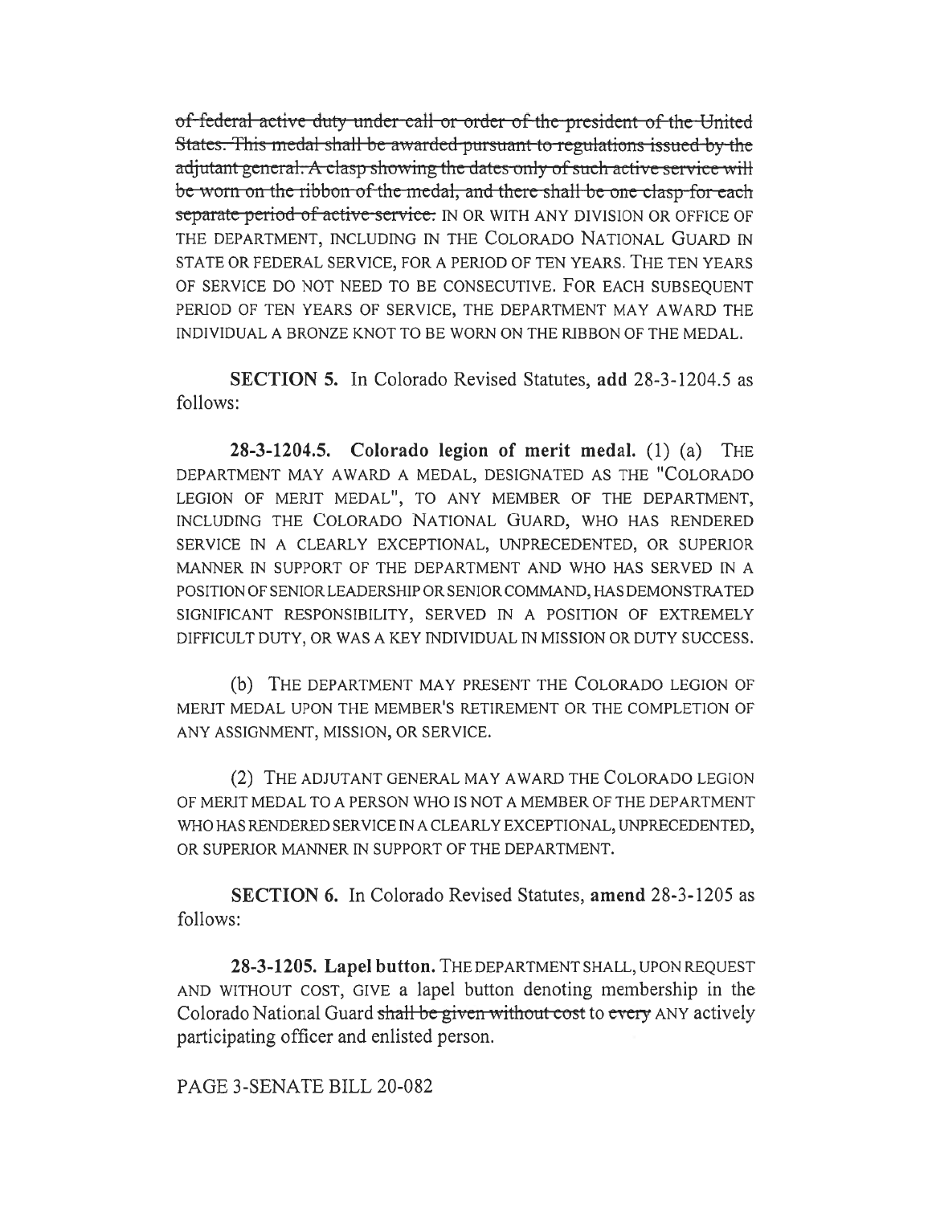~~of federal active duty under call or order of the president of the United States. This medal shall be awarded pursuant to regulations issued by the adjutant general. A clasp showing the dates only of such active service will be worn on the ribbon of the medal, and there shall be one clasp for each separate period of active service.~~ IN OR WITH ANY DIVISION OR OFFICE OF THE DEPARTMENT, INCLUDING IN THE COLORADO NATIONAL GUARD IN STATE OR FEDERAL SERVICE, FOR A PERIOD OF TEN YEARS. THE TEN YEARS OF SERVICE DO NOT NEED TO BE CONSECUTIVE. FOR EACH SUBSEQUENT PERIOD OF TEN YEARS OF SERVICE, THE DEPARTMENT MAY AWARD THE INDIVIDUAL A BRONZE KNOT TO BE WORN ON THE RIBBON OF THE MEDAL.

**SECTION 5.** In Colorado Revised Statutes, **add** 28-3-1204.5 as follows:

**28-3-1204.5. Colorado legion of merit medal.** (1) (a) THE DEPARTMENT MAY AWARD A MEDAL, DESIGNATED AS THE "COLORADO LEGION OF MERIT MEDAL", TO ANY MEMBER OF THE DEPARTMENT, INCLUDING THE COLORADO NATIONAL GUARD, WHO HAS RENDERED SERVICE IN A CLEARLY EXCEPTIONAL, UNPRECEDENTED, OR SUPERIOR MANNER IN SUPPORT OF THE DEPARTMENT AND WHO HAS SERVED IN A POSITION OF SENIOR LEADERSHIP OR SENIOR COMMAND, HAS DEMONSTRATED SIGNIFICANT RESPONSIBILITY, SERVED IN A POSITION OF EXTREMELY DIFFICULT DUTY, OR WAS A KEY INDIVIDUAL IN MISSION OR DUTY SUCCESS.

(b) THE DEPARTMENT MAY PRESENT THE COLORADO LEGION OF MERIT MEDAL UPON THE MEMBER'S RETIREMENT OR THE COMPLETION OF ANY ASSIGNMENT, MISSION, OR SERVICE.

(2) THE ADJUTANT GENERAL MAY AWARD THE COLORADO LEGION OF MERIT MEDAL TO A PERSON WHO IS NOT A MEMBER OF THE DEPARTMENT WHO HAS RENDERED SERVICE IN A CLEARLY EXCEPTIONAL, UNPRECEDENTED, OR SUPERIOR MANNER IN SUPPORT OF THE DEPARTMENT.

**SECTION 6.** In Colorado Revised Statutes, **amend** 28-3-1205 as follows:

**28-3-1205. Lapel button.** THE DEPARTMENT SHALL, UPON REQUEST AND WITHOUT COST, GIVE a lapel button denoting membership in the Colorado National Guard ~~shall be given without cost~~ to ~~every~~ ANY actively participating officer and enlisted person.

PAGE 3-SENATE BILL 20-082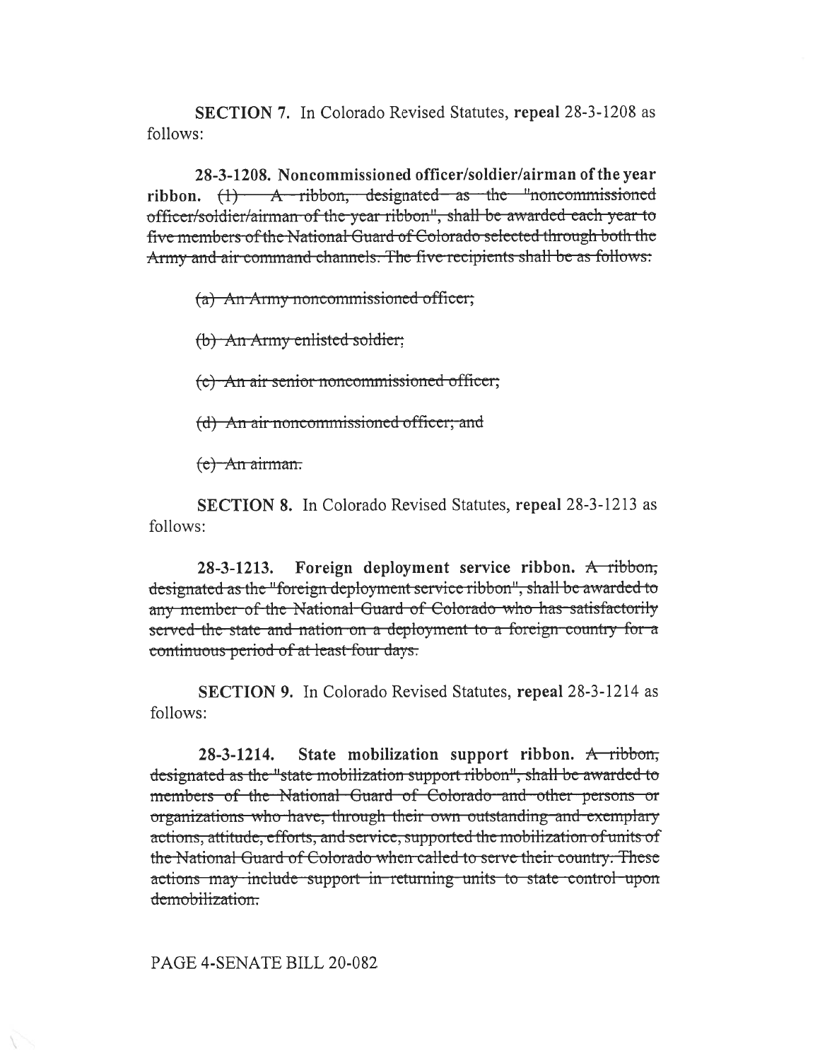**SECTION 7.** In Colorado Revised Statutes, **repeal** 28-3-1208 as follows:

**28-3-1208. Noncommissioned officer/soldier/airman of the year ribbon.** ~~(1) A ribbon, designated as the "noncommissioned officer/soldier/airman of the year ribbon", shall be awarded each year to five members of the National Guard of Colorado selected through both the Army and air command channels. The five recipients shall be as follows:~~

~~(a) An Army noncommissioned officer;~~

~~(b) An Army enlisted soldier;~~

~~(c) An air senior noncommissioned officer;~~

~~(d) An air noncommissioned officer; and~~

~~(e) An airman.~~

**SECTION 8.** In Colorado Revised Statutes, **repeal** 28-3-1213 as follows:

**28-3-1213. Foreign deployment service ribbon.** ~~A ribbon, designated as the "foreign deployment service ribbon", shall be awarded to any member of the National Guard of Colorado who has satisfactorily served the state and nation on a deployment to a foreign country for a continuous period of at least four days.~~

**SECTION 9.** In Colorado Revised Statutes, **repeal** 28-3-1214 as follows:

**28-3-1214. State mobilization support ribbon.** ~~A ribbon, designated as the "state mobilization support ribbon", shall be awarded to members of the National Guard of Colorado and other persons or organizations who have, through their own outstanding and exemplary actions, attitude, efforts, and service, supported the mobilization of units of the National Guard of Colorado when called to serve their country. These actions may include support in returning units to state control upon demobilization.~~

PAGE 4-SENATE BILL 20-082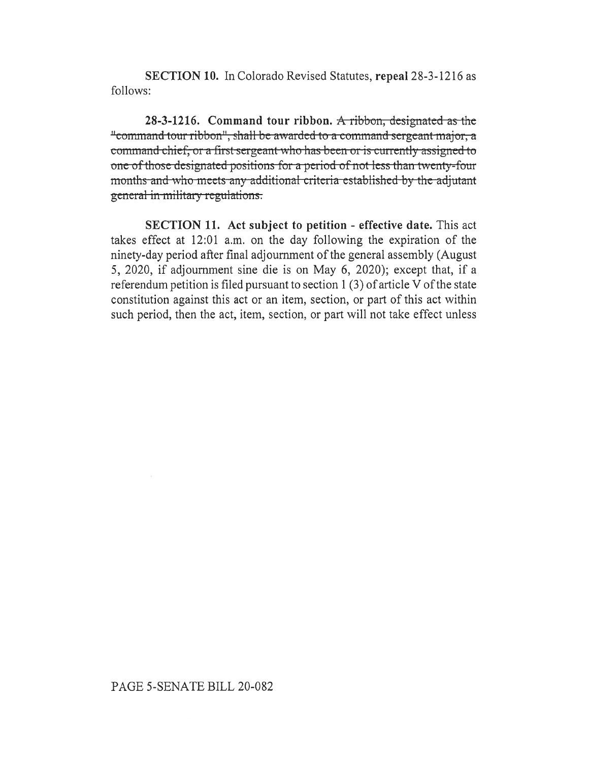**SECTION 10.** In Colorado Revised Statutes, **repeal** 28-3-1216 as follows:

**28-3-1216. Command tour ribbon.** ~~A ribbon, designated as the "command tour ribbon", shall be awarded to a command sergeant major, a command chief, or a first sergeant who has been or is currently assigned to one of those designated positions for a period of not less than twenty-four months and who meets any additional criteria established by the adjutant general in military regulations.~~

**SECTION 11. Act subject to petition - effective date.** This act takes effect at 12:01 a.m. on the day following the expiration of the ninety-day period after final adjournment of the general assembly (August 5, 2020, if adjournment sine die is on May 6, 2020); except that, if a referendum petition is filed pursuant to section 1 (3) of article V of the state constitution against this act or an item, section, or part of this act within such period, then the act, item, section, or part will not take effect unless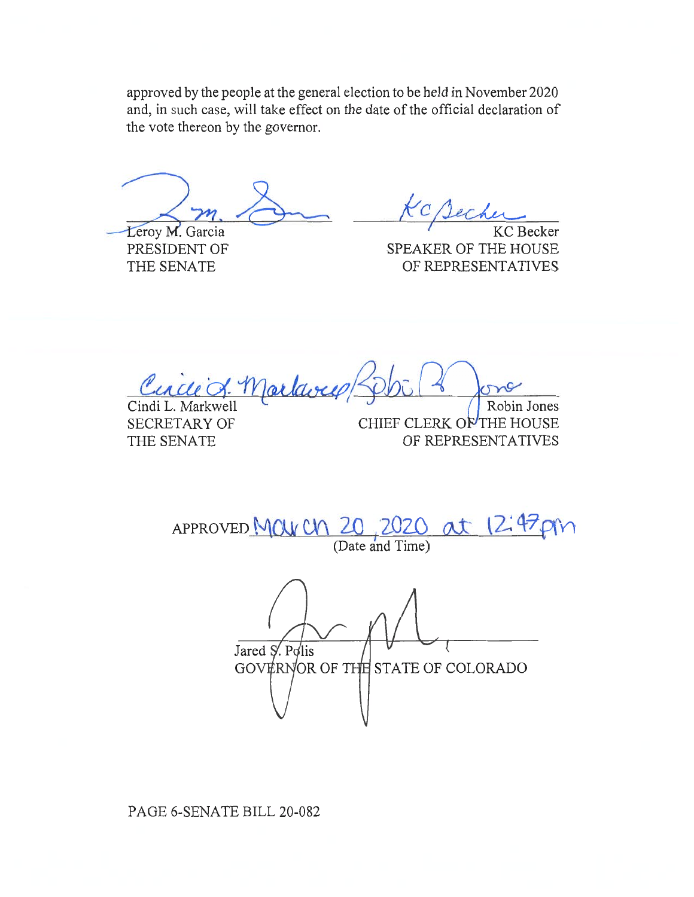approved by the people at the general election to be held in November 2020 and, in such case, will take effect on the date of the official declaration of the vote thereon by the governor.

Leroy M. Garcia
PRESIDENT OF
THE SENATE

KC Becker
SPEAKER OF THE HOUSE
OF REPRESENTATIVES

Cindi L. Markwell
SECRETARY OF
THE SENATE

Robin Jones
CHIEF CLERK OF THE HOUSE
OF REPRESENTATIVES

APPROVED March 20, 2020 at 12:47pm
(Date and Time)

Jared S. Polis
GOVERNOR OF THE STATE OF COLORADO

PAGE 6-SENATE BILL 20-082